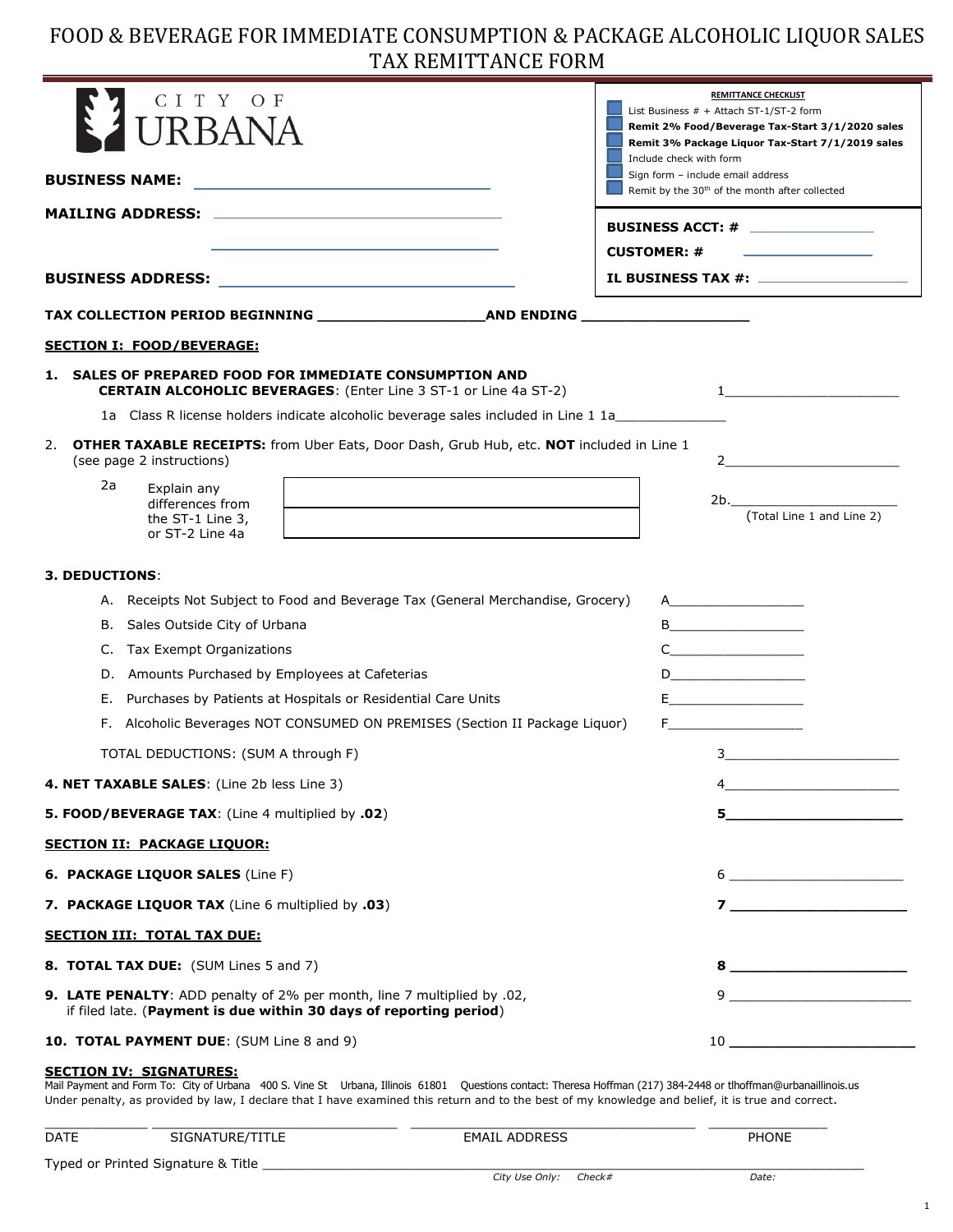# FOOD & BEVERAGE FOR IMMEDIATE CONSUMPTION & PACKAGE ALCOHOLIC LIQUOR SALES TAX REMITTANCE FORM

CITY OF URBANA

**REMITTANCE CHECKLIST**

- List Business # + Attach ST-1/ST-2 form
- **Remit 2% Food/Beverage Tax-Start 3/1/2020 sales**
- **Remit 3% Package Liquor Tax-Start 7/1/2019 sales**
- Include check with form
- Sign form – include email address
- Remit by the 30th of the month after collected

**BUSINESS NAME:** ______________________

**MAILING ADDRESS:** ______________________

______________________

**BUSINESS ADDRESS:** ______________________

**BUSINESS ACCT: #** ______________

**CUSTOMER: #** ______________

**IL BUSINESS TAX #:** ______________

**TAX COLLECTION PERIOD BEGINNING** ____________________ **AND ENDING** ____________________

## SECTION I: FOOD/BEVERAGE:

**1. SALES OF PREPARED FOOD FOR IMMEDIATE CONSUMPTION AND CERTAIN ALCOHOLIC BEVERAGES**: (Enter Line 3 ST-1 or Line 4a ST-2) 1______________________

1a Class R license holders indicate alcoholic beverage sales included in Line 1 1a______________

2. **OTHER TAXABLE RECEIPTS:** from Uber Eats, Door Dash, Grub Hub, etc. **NOT** included in Line 1 (see page 2 instructions) 2______________________

2a Explain any differences from the ST-1 Line 3, or ST-2 Line 4a ______________________

2b.______________________ (Total Line 1 and Line 2)

**3. DEDUCTIONS**:

A. Receipts Not Subject to Food and Beverage Tax (General Merchandise, Grocery) A__________________

B. Sales Outside City of Urbana B__________________

C. Tax Exempt Organizations C__________________

D. Amounts Purchased by Employees at Cafeterias D__________________

E. Purchases by Patients at Hospitals or Residential Care Units E__________________

F. Alcoholic Beverages NOT CONSUMED ON PREMISES (Section II Package Liquor) F__________________

TOTAL DEDUCTIONS: (SUM A through F) 3______________________

**4. NET TAXABLE SALES**: (Line 2b less Line 3) 4______________________

**5. FOOD/BEVERAGE TAX**: (Line 4 multiplied by **.02**) **5**______________________

## SECTION II: PACKAGE LIQUOR:

**6. PACKAGE LIQUOR SALES** (Line F) 6 ______________________

**7. PACKAGE LIQUOR TAX** (Line 6 multiplied by **.03**) **7** ______________________

## SECTION III: TOTAL TAX DUE:

**8. TOTAL TAX DUE:** (SUM Lines 5 and 7) **8** ______________________

**9. LATE PENALTY**: ADD penalty of 2% per month, line 7 multiplied by .02, if filed late. (**Payment is due within 30 days of reporting period**) 9 ______________________

**10. TOTAL PAYMENT DUE**: (SUM Line 8 and 9) 10 ______________________

## SECTION IV: SIGNATURES:

Mail Payment and Form To: City of Urbana 400 S. Vine St Urbana, Illinois 61801 Questions contact: Theresa Hoffman (217) 384-2448 or tlhoffman@urbanaillinois.us

Under penalty, as provided by law, I declare that I have examined this return and to the best of my knowledge and belief, it is true and correct.

| DATE | SIGNATURE/TITLE | EMAIL ADDRESS | PHONE |
|---|---|---|---|
| | | | |

Typed or Printed Signature & Title ______________________________________________

*City Use Only: Check# Date:*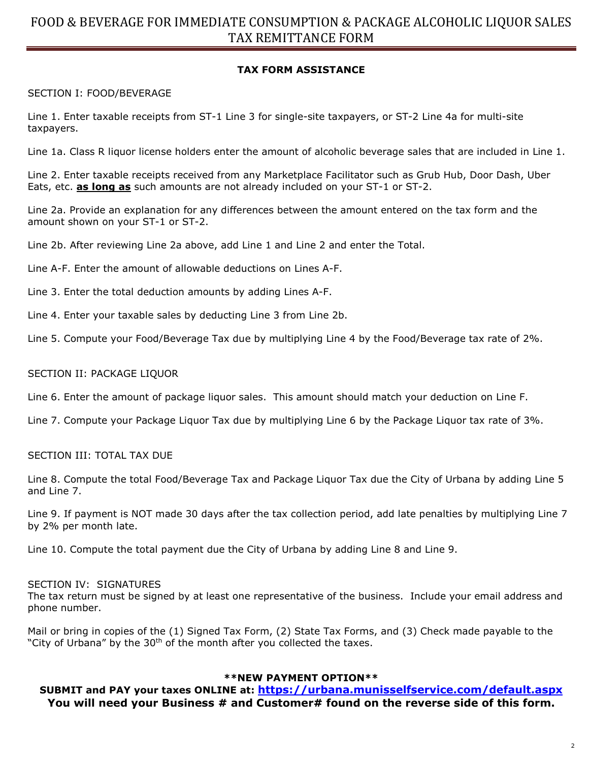# FOOD & BEVERAGE FOR IMMEDIATE CONSUMPTION & PACKAGE ALCOHOLIC LIQUOR SALES TAX REMITTANCE FORM

## TAX FORM ASSISTANCE

SECTION I: FOOD/BEVERAGE

Line 1. Enter taxable receipts from ST-1 Line 3 for single-site taxpayers, or ST-2 Line 4a for multi-site taxpayers.

Line 1a. Class R liquor license holders enter the amount of alcoholic beverage sales that are included in Line 1.

Line 2. Enter taxable receipts received from any Marketplace Facilitator such as Grub Hub, Door Dash, Uber Eats, etc. **as long as** such amounts are not already included on your ST-1 or ST-2.

Line 2a. Provide an explanation for any differences between the amount entered on the tax form and the amount shown on your ST-1 or ST-2.

Line 2b. After reviewing Line 2a above, add Line 1 and Line 2 and enter the Total.

Line A-F. Enter the amount of allowable deductions on Lines A-F.

Line 3. Enter the total deduction amounts by adding Lines A-F.

Line 4. Enter your taxable sales by deducting Line 3 from Line 2b.

Line 5. Compute your Food/Beverage Tax due by multiplying Line 4 by the Food/Beverage tax rate of 2%.

SECTION II: PACKAGE LIQUOR

Line 6. Enter the amount of package liquor sales. This amount should match your deduction on Line F.

Line 7. Compute your Package Liquor Tax due by multiplying Line 6 by the Package Liquor tax rate of 3%.

SECTION III: TOTAL TAX DUE

Line 8. Compute the total Food/Beverage Tax and Package Liquor Tax due the City of Urbana by adding Line 5 and Line 7.

Line 9. If payment is NOT made 30 days after the tax collection period, add late penalties by multiplying Line 7 by 2% per month late.

Line 10. Compute the total payment due the City of Urbana by adding Line 8 and Line 9.

SECTION IV: SIGNATURES

The tax return must be signed by at least one representative of the business. Include your email address and phone number.

Mail or bring in copies of the (1) Signed Tax Form, (2) State Tax Forms, and (3) Check made payable to the "City of Urbana" by the 30th of the month after you collected the taxes.

**\*\*NEW PAYMENT OPTION\*\***

**SUBMIT and PAY your taxes ONLINE at: https://urbana.munisselfservice.com/default.aspx**

**You will need your Business # and Customer# found on the reverse side of this form.**